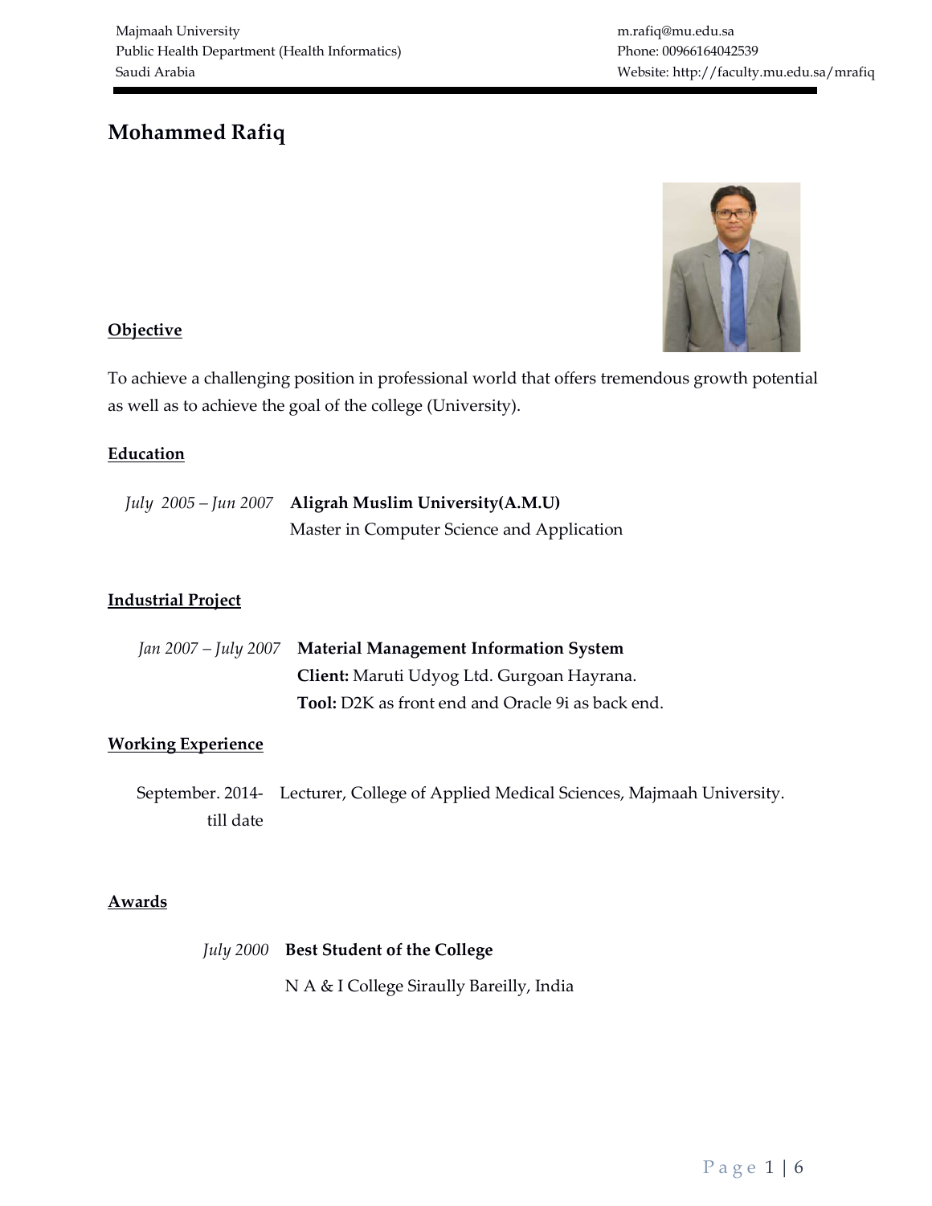Majmaah University
Public Health Department (Health Informatics)
Saudi Arabia

m.rafiq@mu.edu.sa
Phone: 00966164042539
Website: http://faculty.mu.edu.sa/mrafiq

# Mohammed Rafiq

## Objective

To achieve a challenging position in professional world that offers tremendous growth potential as well as to achieve the goal of the college (University).

## Education

*July 2005 – Jun 2007* **Aligrah Muslim University(A.M.U)**
Master in Computer Science and Application

## Industrial Project

*Jan 2007 – July 2007* **Material Management Information System**
**Client:** Maruti Udyog Ltd. Gurgoan Hayrana.
**Tool:** D2K as front end and Oracle 9i as back end.

## Working Experience

September. 2014- till date Lecturer, College of Applied Medical Sciences, Majmaah University.

## Awards

*July 2000* **Best Student of the College**

N A & I College Siraully Bareilly, India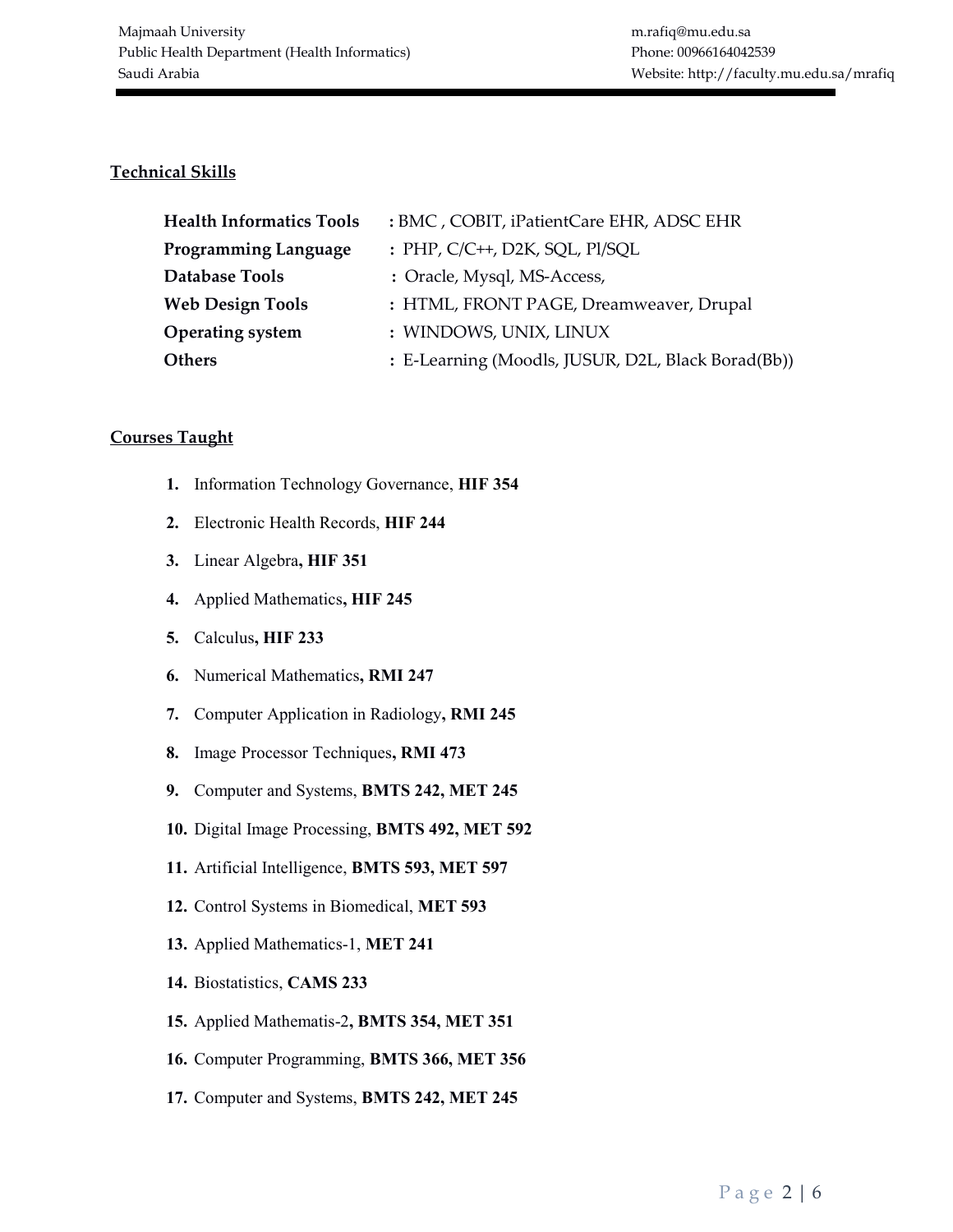## Technical Skills

| | |
|---|---|
| **Health Informatics Tools** | : BMC , COBIT, iPatientCare EHR, ADSC EHR |
| **Programming Language** | : PHP, C/C++, D2K, SQL, Pl/SQL |
| **Database Tools** | : Oracle, Mysql, MS-Access, |
| **Web Design Tools** | : HTML, FRONT PAGE, Dreamweaver, Drupal |
| **Operating system** | : WINDOWS, UNIX, LINUX |
| **Others** | : E-Learning (Moodls, JUSUR, D2L, Black Borad(Bb)) |

## Courses Taught

1. Information Technology Governance, **HIF 354**
2. Electronic Health Records, **HIF 244**
3. Linear Algebra**, HIF 351**
4. Applied Mathematics**, HIF 245**
5. Calculus**, HIF 233**
6. Numerical Mathematics**, RMI 247**
7. Computer Application in Radiology**, RMI 245**
8. Image Processor Techniques**, RMI 473**
9. Computer and Systems, **BMTS 242, MET 245**
10. Digital Image Processing, **BMTS 492, MET 592**
11. Artificial Intelligence, **BMTS 593, MET 597**
12. Control Systems in Biomedical, **MET 593**
13. Applied Mathematics-1, **MET 241**
14. Biostatistics, **CAMS 233**
15. Applied Mathematis-2**, BMTS 354, MET 351**
16. Computer Programming, **BMTS 366, MET 356**
17. Computer and Systems, **BMTS 242, MET 245**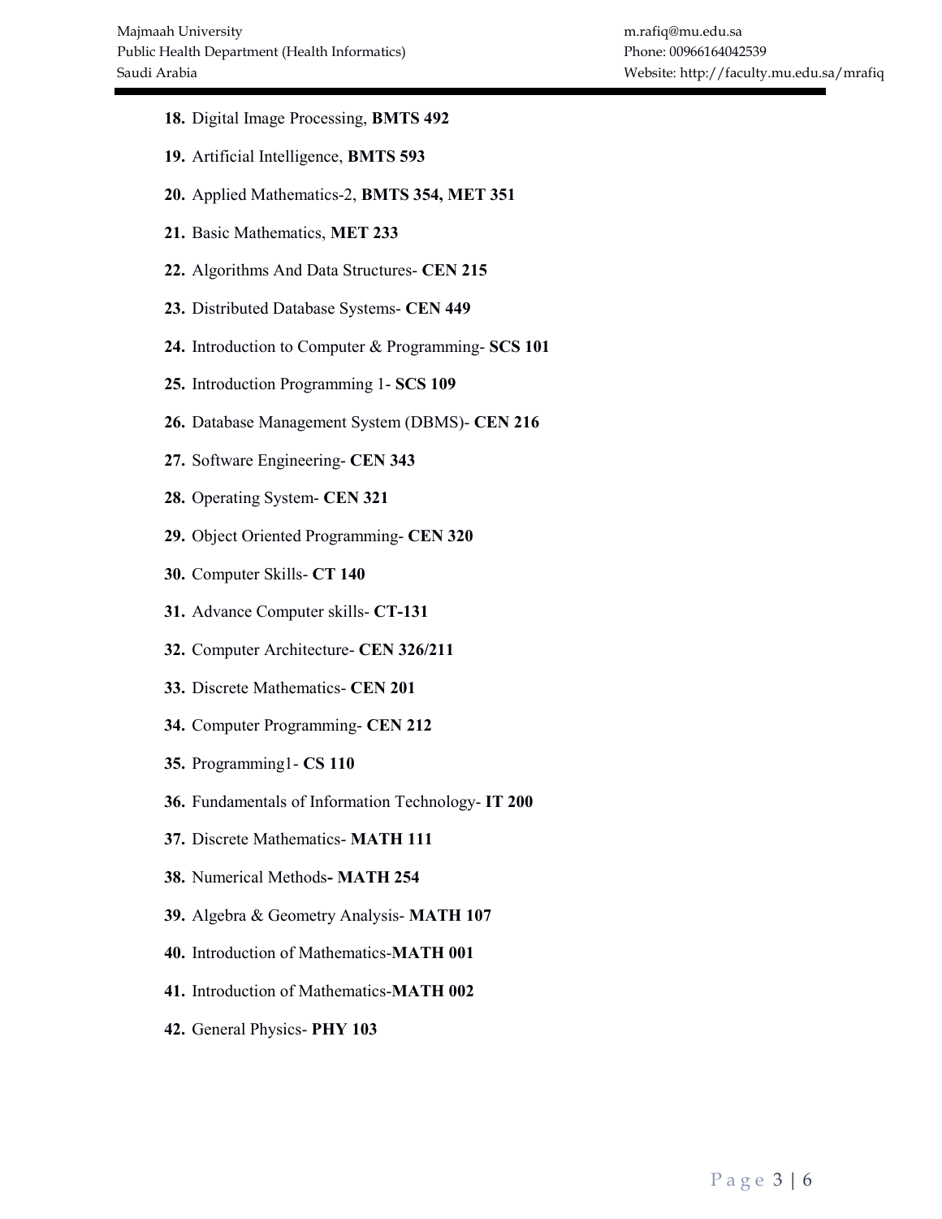18. Digital Image Processing, **BMTS 492**
19. Artificial Intelligence, **BMTS 593**
20. Applied Mathematics-2, **BMTS 354, MET 351**
21. Basic Mathematics, **MET 233**
22. Algorithms And Data Structures- **CEN 215**
23. Distributed Database Systems- **CEN 449**
24. Introduction to Computer & Programming- **SCS 101**
25. Introduction Programming 1- **SCS 109**
26. Database Management System (DBMS)- **CEN 216**
27. Software Engineering- **CEN 343**
28. Operating System- **CEN 321**
29. Object Oriented Programming- **CEN 320**
30. Computer Skills- **CT 140**
31. Advance Computer skills- **CT-131**
32. Computer Architecture- **CEN 326/211**
33. Discrete Mathematics- **CEN 201**
34. Computer Programming- **CEN 212**
35. Programming1- **CS 110**
36. Fundamentals of Information Technology- **IT 200**
37. Discrete Mathematics- **MATH 111**
38. Numerical Methods**- MATH 254**
39. Algebra & Geometry Analysis- **MATH 107**
40. Introduction of Mathematics-**MATH 001**
41. Introduction of Mathematics-**MATH 002**
42. General Physics- **PHY 103**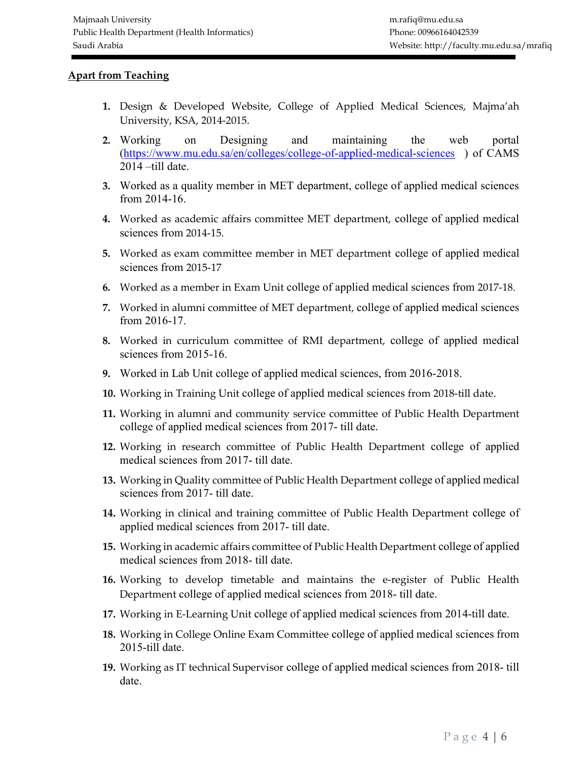**Apart from Teaching**

1. Design & Developed Website, College of Applied Medical Sciences, Majma'ah University, KSA, 2014-2015.
2. Working on Designing and maintaining the web portal ([https://www.mu.edu.sa/en/colleges/college-of-applied-medical-sciences](https://www.mu.edu.sa/en/colleges/college-of-applied-medical-sciences) ) of CAMS 2014 –till date.
3. Worked as a quality member in MET department, college of applied medical sciences from 2014-16.
4. Worked as academic affairs committee MET department, college of applied medical sciences from 2014-15.
5. Worked as exam committee member in MET department college of applied medical sciences from 2015-17
6. Worked as a member in Exam Unit college of applied medical sciences from 2017-18.
7. Worked in alumni committee of MET department, college of applied medical sciences from 2016-17.
8. Worked in curriculum committee of RMI department, college of applied medical sciences from 2015-16.
9. Worked in Lab Unit college of applied medical sciences, from 2016-2018.
10. Working in Training Unit college of applied medical sciences from 2018-till date.
11. Working in alumni and community service committee of Public Health Department college of applied medical sciences from 2017- till date.
12. Working in research committee of Public Health Department college of applied medical sciences from 2017- till date.
13. Working in Quality committee of Public Health Department college of applied medical sciences from 2017- till date.
14. Working in clinical and training committee of Public Health Department college of applied medical sciences from 2017- till date.
15. Working in academic affairs committee of Public Health Department college of applied medical sciences from 2018- till date.
16. Working to develop timetable and maintains the e-register of Public Health Department college of applied medical sciences from 2018- till date.
17. Working in E-Learning Unit college of applied medical sciences from 2014-till date.
18. Working in College Online Exam Committee college of applied medical sciences from 2015-till date.
19. Working as IT technical Supervisor college of applied medical sciences from 2018- till date.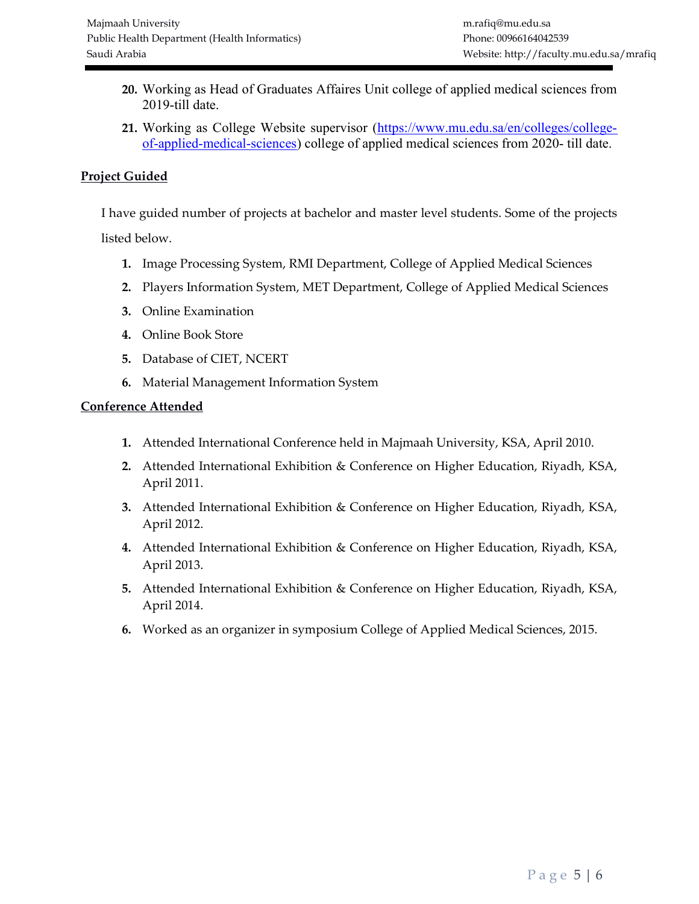20. Working as Head of Graduates Affaires Unit college of applied medical sciences from 2019-till date.
21. Working as College Website supervisor (https://www.mu.edu.sa/en/colleges/college-of-applied-medical-sciences) college of applied medical sciences from 2020- till date.

## Project Guided

I have guided number of projects at bachelor and master level students. Some of the projects listed below.

1. Image Processing System, RMI Department, College of Applied Medical Sciences
2. Players Information System, MET Department, College of Applied Medical Sciences
3. Online Examination
4. Online Book Store
5. Database of CIET, NCERT
6. Material Management Information System

## Conference Attended

1. Attended International Conference held in Majmaah University, KSA, April 2010.
2. Attended International Exhibition & Conference on Higher Education, Riyadh, KSA, April 2011.
3. Attended International Exhibition & Conference on Higher Education, Riyadh, KSA, April 2012.
4. Attended International Exhibition & Conference on Higher Education, Riyadh, KSA, April 2013.
5. Attended International Exhibition & Conference on Higher Education, Riyadh, KSA, April 2014.
6. Worked as an organizer in symposium College of Applied Medical Sciences, 2015.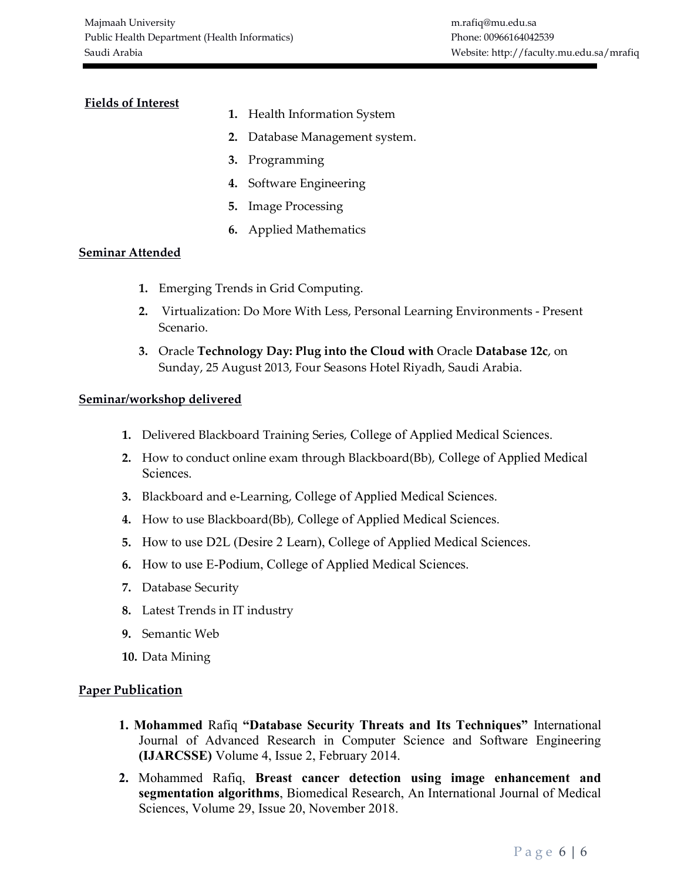## Fields of Interest

1. Health Information System
2. Database Management system.
3. Programming
4. Software Engineering
5. Image Processing
6. Applied Mathematics

## Seminar Attended

1. Emerging Trends in Grid Computing.
2. Virtualization: Do More With Less, Personal Learning Environments - Present Scenario.
3. Oracle **Technology Day: Plug into the Cloud with** Oracle **Database 12c**, on Sunday, 25 August 2013, Four Seasons Hotel Riyadh, Saudi Arabia.

## Seminar/workshop delivered

1. Delivered Blackboard Training Series, College of Applied Medical Sciences.
2. How to conduct online exam through Blackboard(Bb), College of Applied Medical Sciences.
3. Blackboard and e-Learning, College of Applied Medical Sciences.
4. How to use Blackboard(Bb), College of Applied Medical Sciences.
5. How to use D2L (Desire 2 Learn), College of Applied Medical Sciences.
6. How to use E-Podium, College of Applied Medical Sciences.
7. Database Security
8. Latest Trends in IT industry
9. Semantic Web
10. Data Mining

## Paper Publication

1. **Mohammed** Rafiq **"Database Security Threats and Its Techniques"** International Journal of Advanced Research in Computer Science and Software Engineering **(IJARCSSE)** Volume 4, Issue 2, February 2014.
2. Mohammed Rafiq, **Breast cancer detection using image enhancement and segmentation algorithms**, Biomedical Research, An International Journal of Medical Sciences, Volume 29, Issue 20, November 2018.